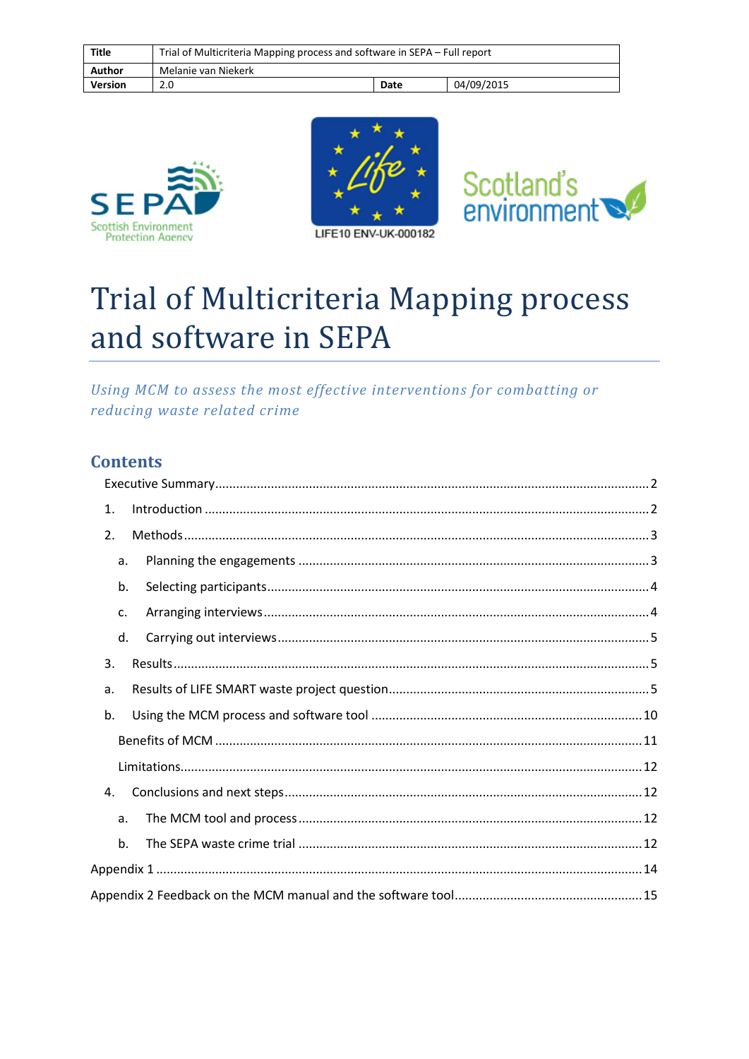| Title | Trial of Multicriteria Mapping process and software in SEPA – Full report | | |
|---|---|---|---|
| Author | Melanie van Niekerk | | |
| Version | 2.0 | Date | 04/09/2015 |

SEPA Scottish Environment Protection Agency

LIFE10 ENV-UK-000182

Scotland's environment

# Trial of Multicriteria Mapping process and software in SEPA

*Using MCM to assess the most effective interventions for combatting or reducing waste related crime*

## Contents

- Executive Summary ... 2
- 1. Introduction ... 2
- 2. Methods ... 3
  - a. Planning the engagements ... 3
  - b. Selecting participants ... 4
  - c. Arranging interviews ... 4
  - d. Carrying out interviews ... 5
- 3. Results ... 5
- a. Results of LIFE SMART waste project question ... 5
- b. Using the MCM process and software tool ... 10
  - Benefits of MCM ... 11
  - Limitations ... 12
- 4. Conclusions and next steps ... 12
  - a. The MCM tool and process ... 12
  - b. The SEPA waste crime trial ... 12
- Appendix 1 ... 14
- Appendix 2 Feedback on the MCM manual and the software tool ... 15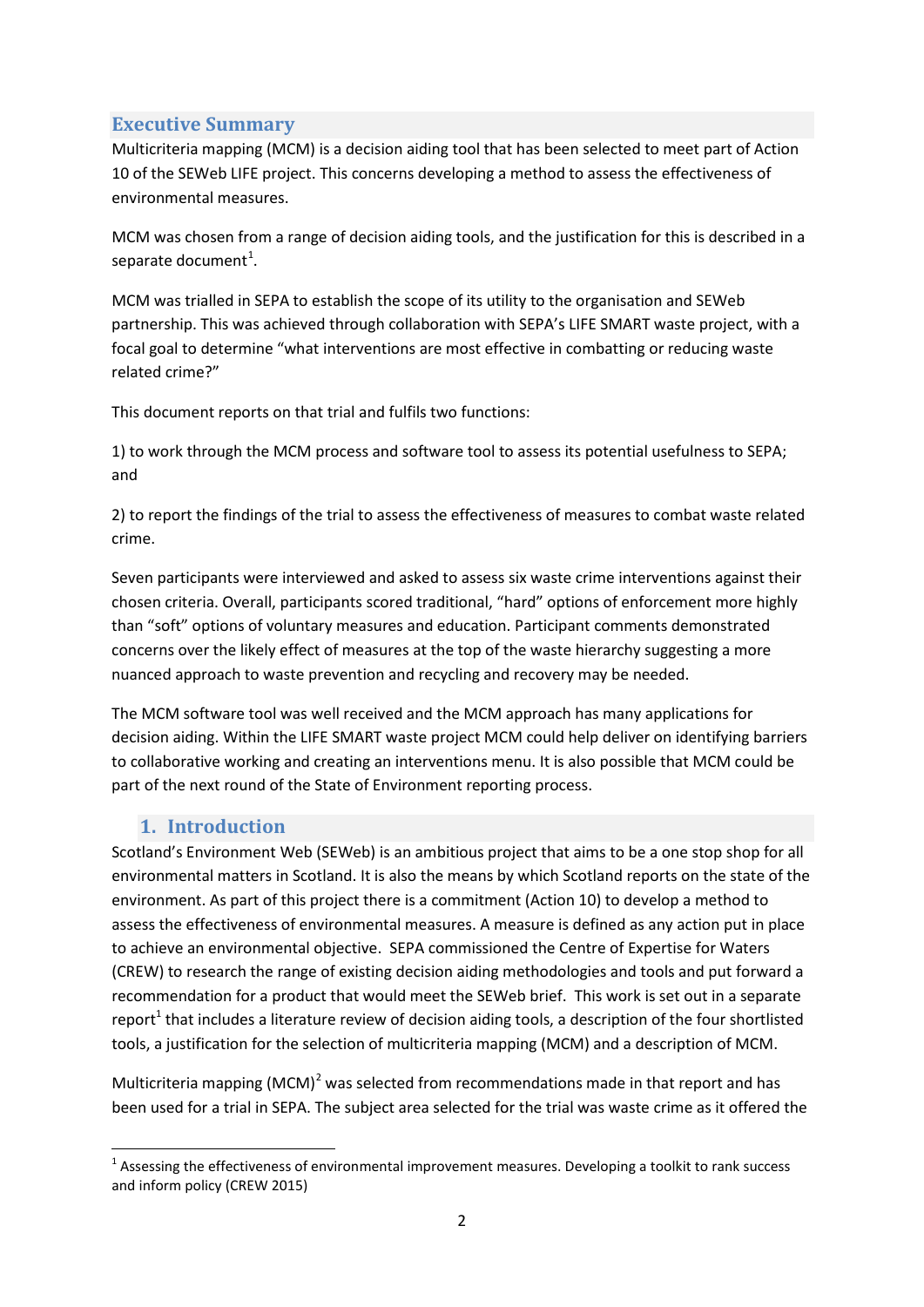## Executive Summary

Multicriteria mapping (MCM) is a decision aiding tool that has been selected to meet part of Action 10 of the SEWeb LIFE project. This concerns developing a method to assess the effectiveness of environmental measures.

MCM was chosen from a range of decision aiding tools, and the justification for this is described in a separate document[1].

MCM was trialled in SEPA to establish the scope of its utility to the organisation and SEWeb partnership. This was achieved through collaboration with SEPA's LIFE SMART waste project, with a focal goal to determine "what interventions are most effective in combatting or reducing waste related crime?"

This document reports on that trial and fulfils two functions:

1) to work through the MCM process and software tool to assess its potential usefulness to SEPA; and

2) to report the findings of the trial to assess the effectiveness of measures to combat waste related crime.

Seven participants were interviewed and asked to assess six waste crime interventions against their chosen criteria. Overall, participants scored traditional, "hard" options of enforcement more highly than "soft" options of voluntary measures and education. Participant comments demonstrated concerns over the likely effect of measures at the top of the waste hierarchy suggesting a more nuanced approach to waste prevention and recycling and recovery may be needed.

The MCM software tool was well received and the MCM approach has many applications for decision aiding. Within the LIFE SMART waste project MCM could help deliver on identifying barriers to collaborative working and creating an interventions menu. It is also possible that MCM could be part of the next round of the State of Environment reporting process.

## 1. Introduction

Scotland's Environment Web (SEWeb) is an ambitious project that aims to be a one stop shop for all environmental matters in Scotland. It is also the means by which Scotland reports on the state of the environment. As part of this project there is a commitment (Action 10) to develop a method to assess the effectiveness of environmental measures. A measure is defined as any action put in place to achieve an environmental objective. SEPA commissioned the Centre of Expertise for Waters (CREW) to research the range of existing decision aiding methodologies and tools and put forward a recommendation for a product that would meet the SEWeb brief. This work is set out in a separate report[1] that includes a literature review of decision aiding tools, a description of the four shortlisted tools, a justification for the selection of multicriteria mapping (MCM) and a description of MCM.

Multicriteria mapping (MCM)[2] was selected from recommendations made in that report and has been used for a trial in SEPA. The subject area selected for the trial was waste crime as it offered the

---

[1] Assessing the effectiveness of environmental improvement measures. Developing a toolkit to rank success and inform policy (CREW 2015)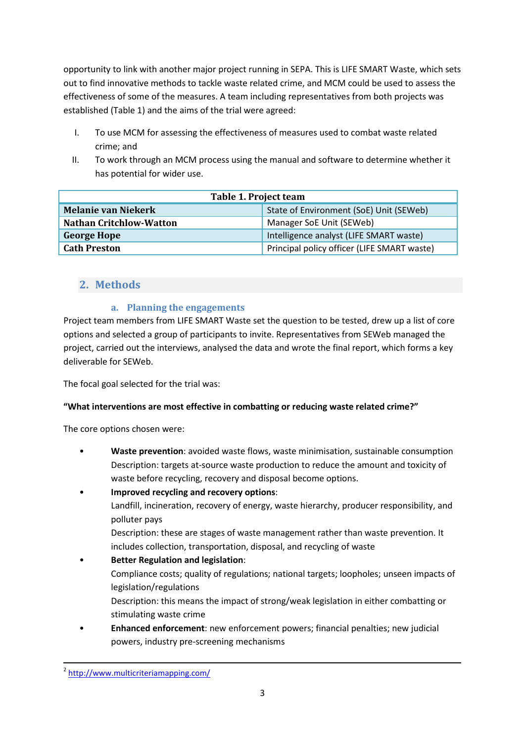opportunity to link with another major project running in SEPA. This is LIFE SMART Waste, which sets out to find innovative methods to tackle waste related crime, and MCM could be used to assess the effectiveness of some of the measures. A team including representatives from both projects was established (Table 1) and the aims of the trial were agreed:

I. To use MCM for assessing the effectiveness of measures used to combat waste related crime; and
II. To work through an MCM process using the manual and software to determine whether it has potential for wider use.

| Table 1. Project team | |
|---|---|
| **Melanie van Niekerk** | State of Environment (SoE) Unit (SEWeb) |
| **Nathan Critchlow-Watton** | Manager SoE Unit (SEWeb) |
| **George Hope** | Intelligence analyst (LIFE SMART waste) |
| **Cath Preston** | Principal policy officer (LIFE SMART waste) |

## 2. Methods

### a. Planning the engagements

Project team members from LIFE SMART Waste set the question to be tested, drew up a list of core options and selected a group of participants to invite. Representatives from SEWeb managed the project, carried out the interviews, analysed the data and wrote the final report, which forms a key deliverable for SEWeb.

The focal goal selected for the trial was:

**"What interventions are most effective in combatting or reducing waste related crime?"**

The core options chosen were:

- **Waste prevention**: avoided waste flows, waste minimisation, sustainable consumption
  Description: targets at-source waste production to reduce the amount and toxicity of waste before recycling, recovery and disposal become options.
- **Improved recycling and recovery options**:
  Landfill, incineration, recovery of energy, waste hierarchy, producer responsibility, and polluter pays
  Description: these are stages of waste management rather than waste prevention. It includes collection, transportation, disposal, and recycling of waste
- **Better Regulation and legislation**:
  Compliance costs; quality of regulations; national targets; loopholes; unseen impacts of legislation/regulations
  Description: this means the impact of strong/weak legislation in either combatting or stimulating waste crime
- **Enhanced enforcement**: new enforcement powers; financial penalties; new judicial powers, industry pre-screening mechanisms

[2] http://www.multicriteriamapping.com/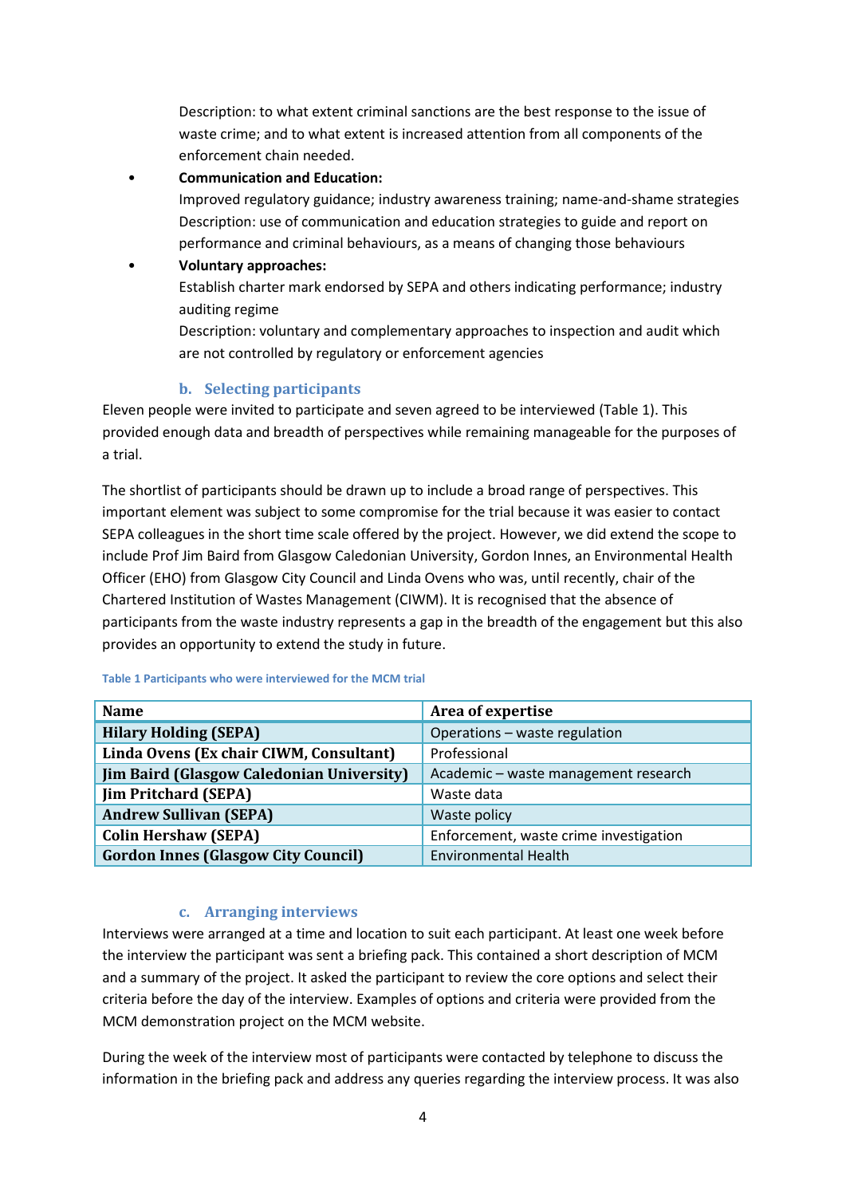Description: to what extent criminal sanctions are the best response to the issue of waste crime; and to what extent is increased attention from all components of the enforcement chain needed.

- **Communication and Education:**
  Improved regulatory guidance; industry awareness training; name-and-shame strategies
  Description: use of communication and education strategies to guide and report on performance and criminal behaviours, as a means of changing those behaviours
- **Voluntary approaches:**
  Establish charter mark endorsed by SEPA and others indicating performance; industry auditing regime
  Description: voluntary and complementary approaches to inspection and audit which are not controlled by regulatory or enforcement agencies

### b. Selecting participants

Eleven people were invited to participate and seven agreed to be interviewed (Table 1). This provided enough data and breadth of perspectives while remaining manageable for the purposes of a trial.

The shortlist of participants should be drawn up to include a broad range of perspectives. This important element was subject to some compromise for the trial because it was easier to contact SEPA colleagues in the short time scale offered by the project. However, we did extend the scope to include Prof Jim Baird from Glasgow Caledonian University, Gordon Innes, an Environmental Health Officer (EHO) from Glasgow City Council and Linda Ovens who was, until recently, chair of the Chartered Institution of Wastes Management (CIWM). It is recognised that the absence of participants from the waste industry represents a gap in the breadth of the engagement but this also provides an opportunity to extend the study in future.

Table 1 Participants who were interviewed for the MCM trial

| Name | Area of expertise |
|---|---|
| **Hilary Holding (SEPA)** | Operations – waste regulation |
| **Linda Ovens (Ex chair CIWM, Consultant)** | Professional |
| **Jim Baird (Glasgow Caledonian University)** | Academic – waste management research |
| **Jim Pritchard (SEPA)** | Waste data |
| **Andrew Sullivan (SEPA)** | Waste policy |
| **Colin Hershaw (SEPA)** | Enforcement, waste crime investigation |
| **Gordon Innes (Glasgow City Council)** | Environmental Health |

### c. Arranging interviews

Interviews were arranged at a time and location to suit each participant. At least one week before the interview the participant was sent a briefing pack. This contained a short description of MCM and a summary of the project. It asked the participant to review the core options and select their criteria before the day of the interview. Examples of options and criteria were provided from the MCM demonstration project on the MCM website.

During the week of the interview most of participants were contacted by telephone to discuss the information in the briefing pack and address any queries regarding the interview process. It was also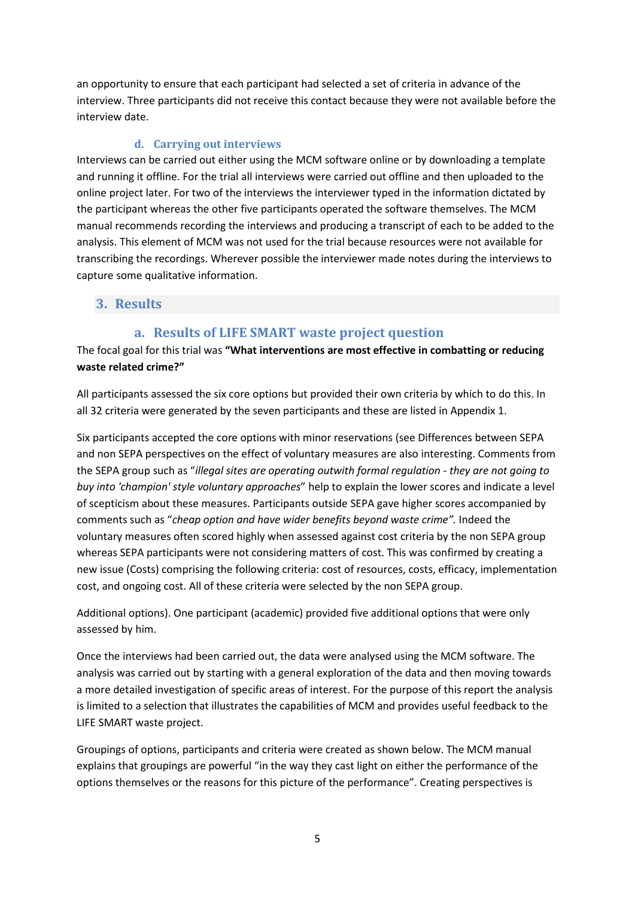an opportunity to ensure that each participant had selected a set of criteria in advance of the interview. Three participants did not receive this contact because they were not available before the interview date.

### d. Carrying out interviews

Interviews can be carried out either using the MCM software online or by downloading a template and running it offline. For the trial all interviews were carried out offline and then uploaded to the online project later. For two of the interviews the interviewer typed in the information dictated by the participant whereas the other five participants operated the software themselves. The MCM manual recommends recording the interviews and producing a transcript of each to be added to the analysis. This element of MCM was not used for the trial because resources were not available for transcribing the recordings. Wherever possible the interviewer made notes during the interviews to capture some qualitative information.

## 3. Results

### a. Results of LIFE SMART waste project question

The focal goal for this trial was **"What interventions are most effective in combatting or reducing waste related crime?"**

All participants assessed the six core options but provided their own criteria by which to do this. In all 32 criteria were generated by the seven participants and these are listed in Appendix 1.

Six participants accepted the core options with minor reservations (see Differences between SEPA and non SEPA perspectives on the effect of voluntary measures are also interesting. Comments from the SEPA group such as "*illegal sites are operating outwith formal regulation - they are not going to buy into 'champion' style voluntary approaches*" help to explain the lower scores and indicate a level of scepticism about these measures. Participants outside SEPA gave higher scores accompanied by comments such as "*cheap option and have wider benefits beyond waste crime".* Indeed the voluntary measures often scored highly when assessed against cost criteria by the non SEPA group whereas SEPA participants were not considering matters of cost. This was confirmed by creating a new issue (Costs) comprising the following criteria: cost of resources, costs, efficacy, implementation cost, and ongoing cost. All of these criteria were selected by the non SEPA group.

Additional options). One participant (academic) provided five additional options that were only assessed by him.

Once the interviews had been carried out, the data were analysed using the MCM software. The analysis was carried out by starting with a general exploration of the data and then moving towards a more detailed investigation of specific areas of interest. For the purpose of this report the analysis is limited to a selection that illustrates the capabilities of MCM and provides useful feedback to the LIFE SMART waste project.

Groupings of options, participants and criteria were created as shown below. The MCM manual explains that groupings are powerful "in the way they cast light on either the performance of the options themselves or the reasons for this picture of the performance". Creating perspectives is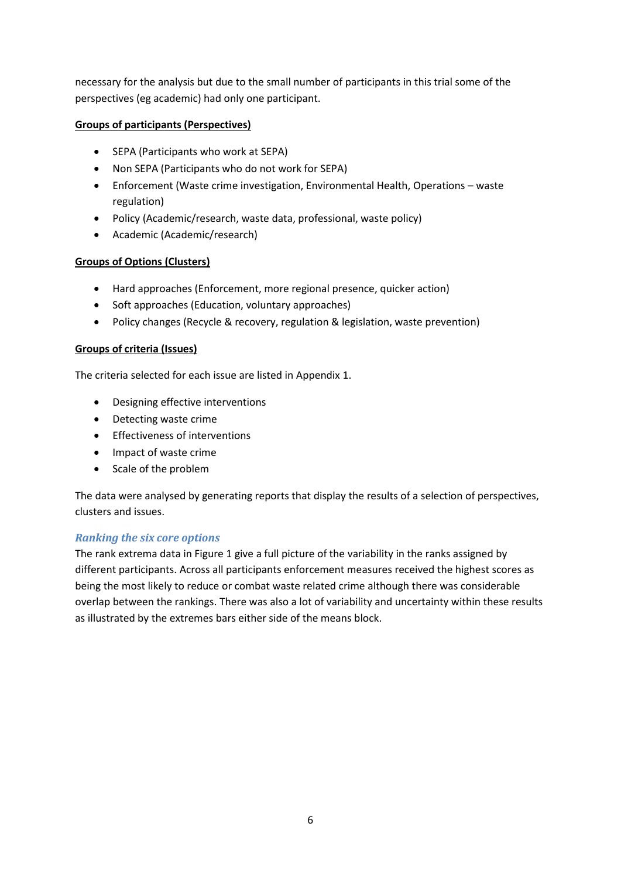necessary for the analysis but due to the small number of participants in this trial some of the perspectives (eg academic) had only one participant.

**Groups of participants (Perspectives)**

- SEPA (Participants who work at SEPA)
- Non SEPA (Participants who do not work for SEPA)
- Enforcement (Waste crime investigation, Environmental Health, Operations – waste regulation)
- Policy (Academic/research, waste data, professional, waste policy)
- Academic (Academic/research)

**Groups of Options (Clusters)**

- Hard approaches (Enforcement, more regional presence, quicker action)
- Soft approaches (Education, voluntary approaches)
- Policy changes (Recycle & recovery, regulation & legislation, waste prevention)

**Groups of criteria (Issues)**

The criteria selected for each issue are listed in Appendix 1.

- Designing effective interventions
- Detecting waste crime
- Effectiveness of interventions
- Impact of waste crime
- Scale of the problem

The data were analysed by generating reports that display the results of a selection of perspectives, clusters and issues.

### *Ranking the six core options*

The rank extrema data in Figure 1 give a full picture of the variability in the ranks assigned by different participants. Across all participants enforcement measures received the highest scores as being the most likely to reduce or combat waste related crime although there was considerable overlap between the rankings. There was also a lot of variability and uncertainty within these results as illustrated by the extremes bars either side of the means block.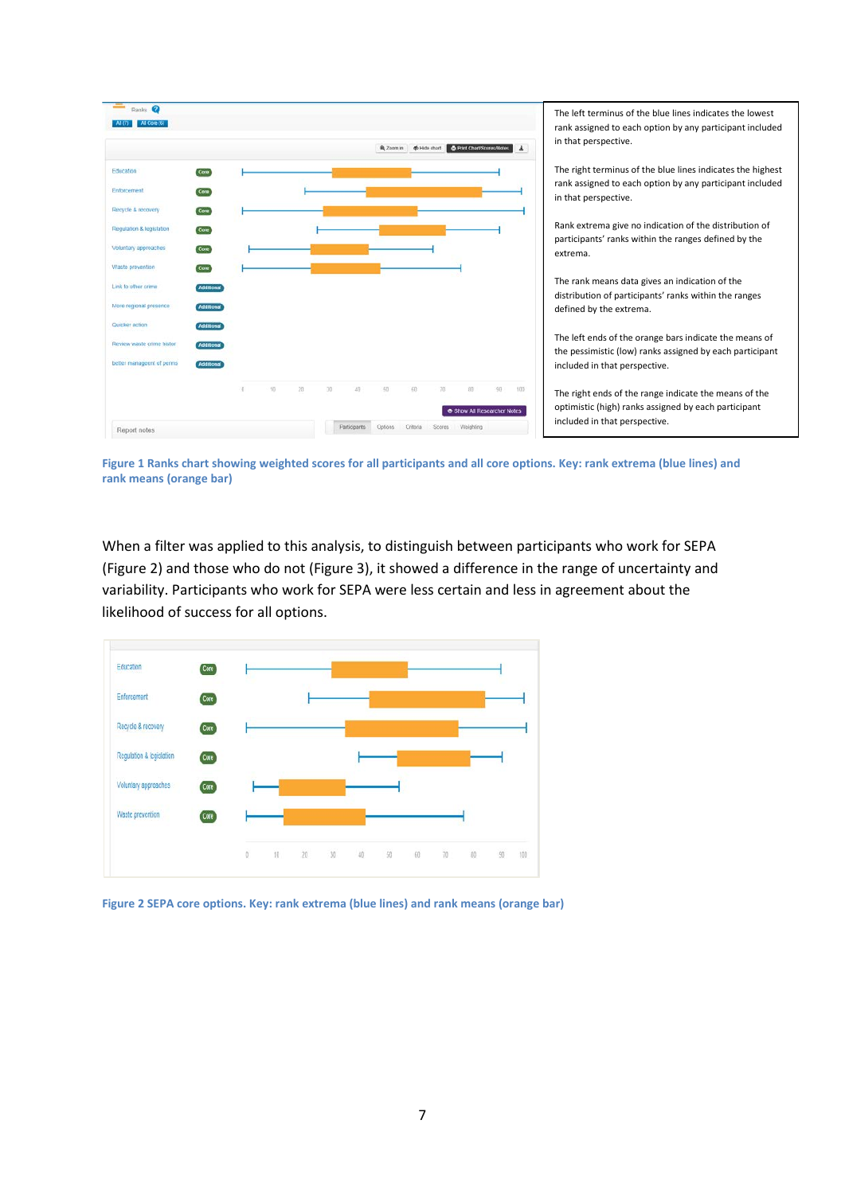The left terminus of the blue lines indicates the lowest rank assigned to each option by any participant included in that perspective.

The right terminus of the blue lines indicates the highest rank assigned to each option by any participant included in that perspective.

Rank extrema give no indication of the distribution of participants' ranks within the ranges defined by the extrema.

The rank means data gives an indication of the distribution of participants' ranks within the ranges defined by the extrema.

The left ends of the orange bars indicate the means of the pessimistic (low) ranks assigned by each participant included in that perspective.

The right ends of the range indicate the means of the optimistic (high) ranks assigned by each participant included in that perspective.

**Figure 1 Ranks chart showing weighted scores for all participants and all core options. Key: rank extrema (blue lines) and rank means (orange bar)**

When a filter was applied to this analysis, to distinguish between participants who work for SEPA (Figure 2) and those who do not (Figure 3), it showed a difference in the range of uncertainty and variability. Participants who work for SEPA were less certain and less in agreement about the likelihood of success for all options.

**Figure 2 SEPA core options. Key: rank extrema (blue lines) and rank means (orange bar)**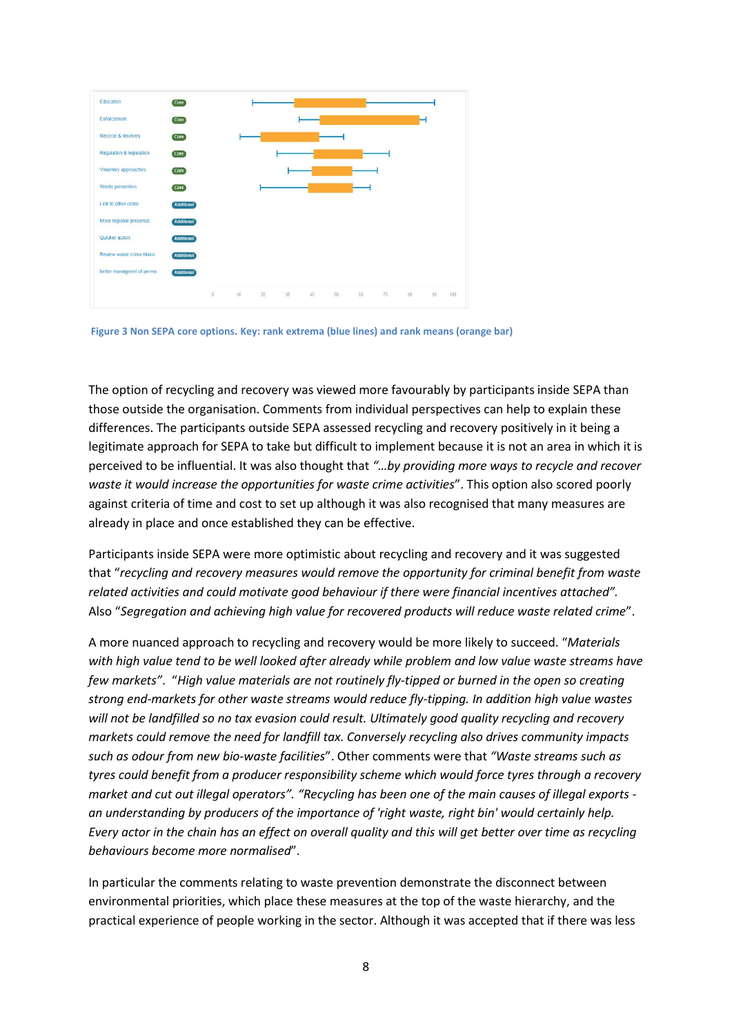Figure 3 Non SEPA core options. Key: rank extrema (blue lines) and rank means (orange bar)

The option of recycling and recovery was viewed more favourably by participants inside SEPA than those outside the organisation. Comments from individual perspectives can help to explain these differences. The participants outside SEPA assessed recycling and recovery positively in it being a legitimate approach for SEPA to take but difficult to implement because it is not an area in which it is perceived to be influential. It was also thought that *"…by providing more ways to recycle and recover waste it would increase the opportunities for waste crime activities*". This option also scored poorly against criteria of time and cost to set up although it was also recognised that many measures are already in place and once established they can be effective.

Participants inside SEPA were more optimistic about recycling and recovery and it was suggested that "*recycling and recovery measures would remove the opportunity for criminal benefit from waste related activities and could motivate good behaviour if there were financial incentives attached".* Also "*Segregation and achieving high value for recovered products will reduce waste related crime*".

A more nuanced approach to recycling and recovery would be more likely to succeed. "*Materials with high value tend to be well looked after already while problem and low value waste streams have few markets*". "*High value materials are not routinely fly-tipped or burned in the open so creating strong end-markets for other waste streams would reduce fly-tipping. In addition high value wastes will not be landfilled so no tax evasion could result. Ultimately good quality recycling and recovery markets could remove the need for landfill tax. Conversely recycling also drives community impacts such as odour from new bio-waste facilities*". Other comments were that *"Waste streams such as tyres could benefit from a producer responsibility scheme which would force tyres through a recovery market and cut out illegal operators". "Recycling has been one of the main causes of illegal exports - an understanding by producers of the importance of 'right waste, right bin' would certainly help. Every actor in the chain has an effect on overall quality and this will get better over time as recycling behaviours become more normalised*".

In particular the comments relating to waste prevention demonstrate the disconnect between environmental priorities, which place these measures at the top of the waste hierarchy, and the practical experience of people working in the sector. Although it was accepted that if there was less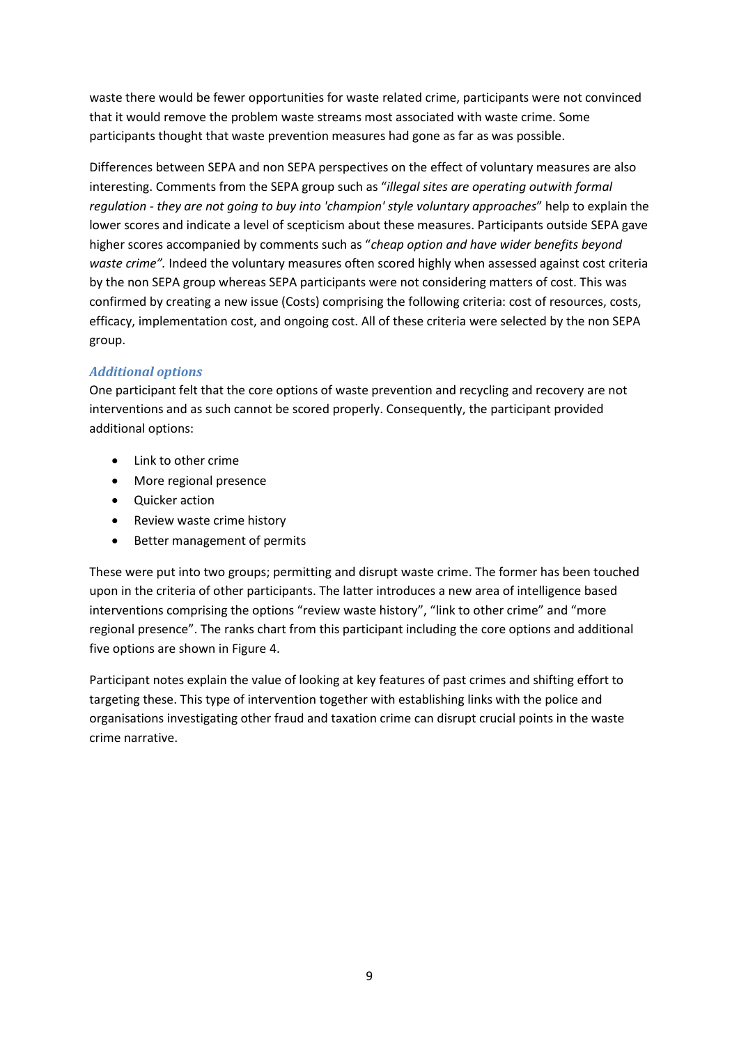waste there would be fewer opportunities for waste related crime, participants were not convinced that it would remove the problem waste streams most associated with waste crime. Some participants thought that waste prevention measures had gone as far as was possible.

Differences between SEPA and non SEPA perspectives on the effect of voluntary measures are also interesting. Comments from the SEPA group such as "*illegal sites are operating outwith formal regulation - they are not going to buy into 'champion' style voluntary approaches*" help to explain the lower scores and indicate a level of scepticism about these measures. Participants outside SEPA gave higher scores accompanied by comments such as "*cheap option and have wider benefits beyond waste crime".* Indeed the voluntary measures often scored highly when assessed against cost criteria by the non SEPA group whereas SEPA participants were not considering matters of cost. This was confirmed by creating a new issue (Costs) comprising the following criteria: cost of resources, costs, efficacy, implementation cost, and ongoing cost. All of these criteria were selected by the non SEPA group.

### *Additional options*

One participant felt that the core options of waste prevention and recycling and recovery are not interventions and as such cannot be scored properly. Consequently, the participant provided additional options:

- Link to other crime
- More regional presence
- Quicker action
- Review waste crime history
- Better management of permits

These were put into two groups; permitting and disrupt waste crime. The former has been touched upon in the criteria of other participants. The latter introduces a new area of intelligence based interventions comprising the options "review waste history", "link to other crime" and "more regional presence". The ranks chart from this participant including the core options and additional five options are shown in Figure 4.

Participant notes explain the value of looking at key features of past crimes and shifting effort to targeting these. This type of intervention together with establishing links with the police and organisations investigating other fraud and taxation crime can disrupt crucial points in the waste crime narrative.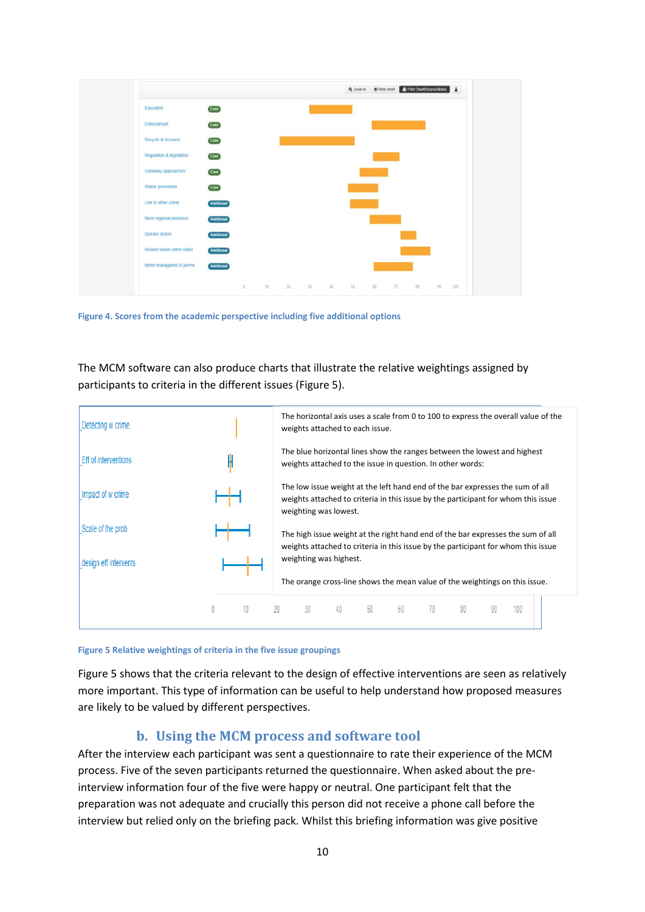Figure 4. Scores from the academic perspective including five additional options

The MCM software can also produce charts that illustrate the relative weightings assigned by participants to criteria in the different issues (Figure 5).

The horizontal axis uses a scale from 0 to 100 to express the overall value of the weights attached to each issue.

The blue horizontal lines show the ranges between the lowest and highest weights attached to the issue in question. In other words:

The low issue weight at the left hand end of the bar expresses the sum of all weights attached to criteria in this issue by the participant for whom this issue weighting was lowest.

The high issue weight at the right hand end of the bar expresses the sum of all weights attached to criteria in this issue by the participant for whom this issue weighting was highest.

The orange cross-line shows the mean value of the weightings on this issue.

Figure 5 Relative weightings of criteria in the five issue groupings

Figure 5 shows that the criteria relevant to the design of effective interventions are seen as relatively more important. This type of information can be useful to help understand how proposed measures are likely to be valued by different perspectives.

## b. Using the MCM process and software tool

After the interview each participant was sent a questionnaire to rate their experience of the MCM process. Five of the seven participants returned the questionnaire. When asked about the pre-interview information four of the five were happy or neutral. One participant felt that the preparation was not adequate and crucially this person did not receive a phone call before the interview but relied only on the briefing pack. Whilst this briefing information was give positive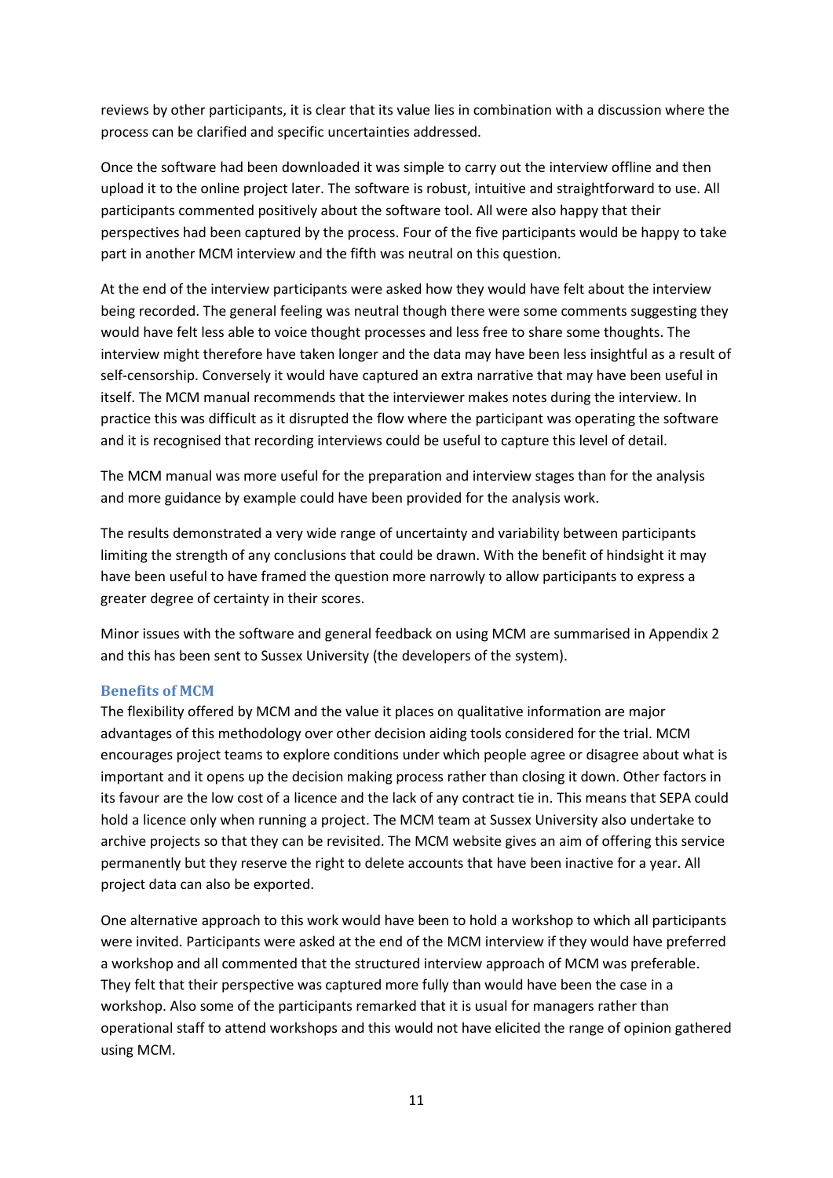reviews by other participants, it is clear that its value lies in combination with a discussion where the process can be clarified and specific uncertainties addressed.

Once the software had been downloaded it was simple to carry out the interview offline and then upload it to the online project later. The software is robust, intuitive and straightforward to use. All participants commented positively about the software tool. All were also happy that their perspectives had been captured by the process. Four of the five participants would be happy to take part in another MCM interview and the fifth was neutral on this question.

At the end of the interview participants were asked how they would have felt about the interview being recorded. The general feeling was neutral though there were some comments suggesting they would have felt less able to voice thought processes and less free to share some thoughts. The interview might therefore have taken longer and the data may have been less insightful as a result of self-censorship. Conversely it would have captured an extra narrative that may have been useful in itself. The MCM manual recommends that the interviewer makes notes during the interview. In practice this was difficult as it disrupted the flow where the participant was operating the software and it is recognised that recording interviews could be useful to capture this level of detail.

The MCM manual was more useful for the preparation and interview stages than for the analysis and more guidance by example could have been provided for the analysis work.

The results demonstrated a very wide range of uncertainty and variability between participants limiting the strength of any conclusions that could be drawn. With the benefit of hindsight it may have been useful to have framed the question more narrowly to allow participants to express a greater degree of certainty in their scores.

Minor issues with the software and general feedback on using MCM are summarised in Appendix 2 and this has been sent to Sussex University (the developers of the system).

### Benefits of MCM

The flexibility offered by MCM and the value it places on qualitative information are major advantages of this methodology over other decision aiding tools considered for the trial. MCM encourages project teams to explore conditions under which people agree or disagree about what is important and it opens up the decision making process rather than closing it down. Other factors in its favour are the low cost of a licence and the lack of any contract tie in. This means that SEPA could hold a licence only when running a project. The MCM team at Sussex University also undertake to archive projects so that they can be revisited. The MCM website gives an aim of offering this service permanently but they reserve the right to delete accounts that have been inactive for a year. All project data can also be exported.

One alternative approach to this work would have been to hold a workshop to which all participants were invited. Participants were asked at the end of the MCM interview if they would have preferred a workshop and all commented that the structured interview approach of MCM was preferable. They felt that their perspective was captured more fully than would have been the case in a workshop. Also some of the participants remarked that it is usual for managers rather than operational staff to attend workshops and this would not have elicited the range of opinion gathered using MCM.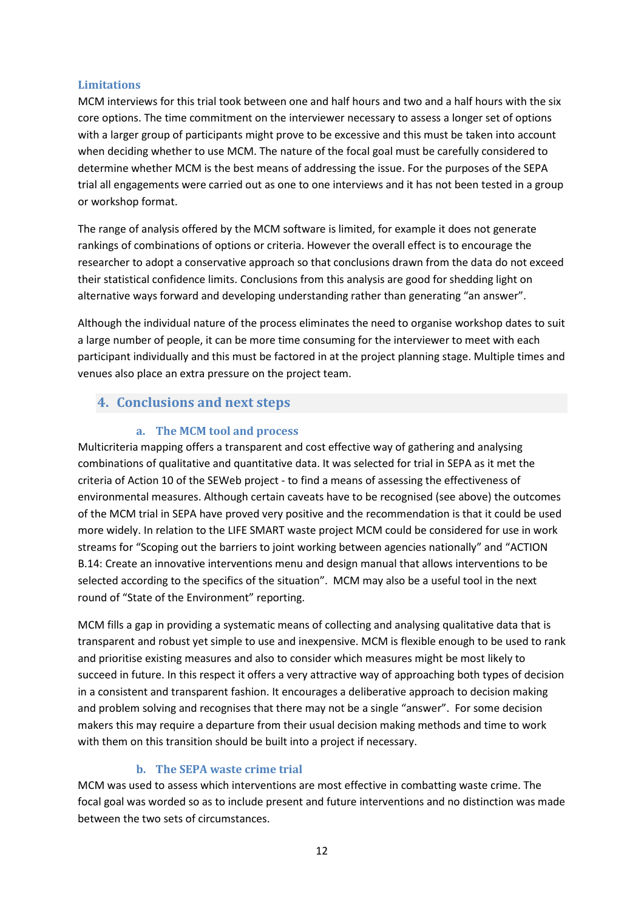### Limitations

MCM interviews for this trial took between one and half hours and two and a half hours with the six core options. The time commitment on the interviewer necessary to assess a longer set of options with a larger group of participants might prove to be excessive and this must be taken into account when deciding whether to use MCM. The nature of the focal goal must be carefully considered to determine whether MCM is the best means of addressing the issue. For the purposes of the SEPA trial all engagements were carried out as one to one interviews and it has not been tested in a group or workshop format.

The range of analysis offered by the MCM software is limited, for example it does not generate rankings of combinations of options or criteria. However the overall effect is to encourage the researcher to adopt a conservative approach so that conclusions drawn from the data do not exceed their statistical confidence limits. Conclusions from this analysis are good for shedding light on alternative ways forward and developing understanding rather than generating "an answer".

Although the individual nature of the process eliminates the need to organise workshop dates to suit a large number of people, it can be more time consuming for the interviewer to meet with each participant individually and this must be factored in at the project planning stage. Multiple times and venues also place an extra pressure on the project team.

## 4. Conclusions and next steps

### a. The MCM tool and process

Multicriteria mapping offers a transparent and cost effective way of gathering and analysing combinations of qualitative and quantitative data. It was selected for trial in SEPA as it met the criteria of Action 10 of the SEWeb project - to find a means of assessing the effectiveness of environmental measures. Although certain caveats have to be recognised (see above) the outcomes of the MCM trial in SEPA have proved very positive and the recommendation is that it could be used more widely. In relation to the LIFE SMART waste project MCM could be considered for use in work streams for "Scoping out the barriers to joint working between agencies nationally" and "ACTION B.14: Create an innovative interventions menu and design manual that allows interventions to be selected according to the specifics of the situation". MCM may also be a useful tool in the next round of "State of the Environment" reporting.

MCM fills a gap in providing a systematic means of collecting and analysing qualitative data that is transparent and robust yet simple to use and inexpensive. MCM is flexible enough to be used to rank and prioritise existing measures and also to consider which measures might be most likely to succeed in future. In this respect it offers a very attractive way of approaching both types of decision in a consistent and transparent fashion. It encourages a deliberative approach to decision making and problem solving and recognises that there may not be a single "answer". For some decision makers this may require a departure from their usual decision making methods and time to work with them on this transition should be built into a project if necessary.

### b. The SEPA waste crime trial

MCM was used to assess which interventions are most effective in combatting waste crime. The focal goal was worded so as to include present and future interventions and no distinction was made between the two sets of circumstances.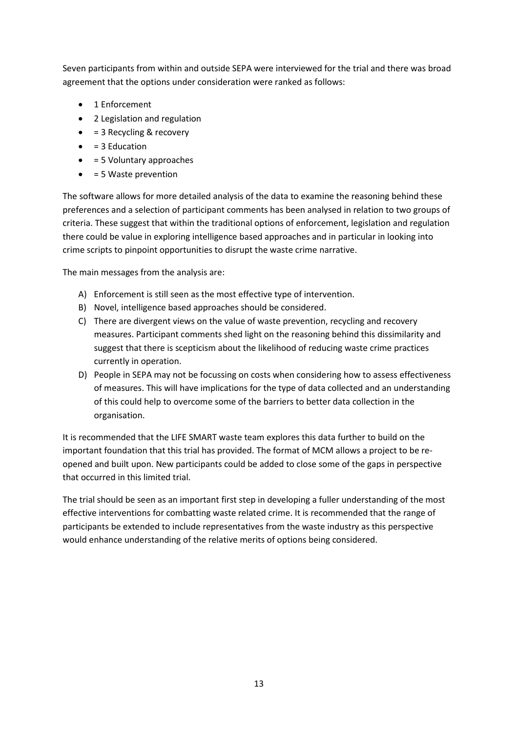Seven participants from within and outside SEPA were interviewed for the trial and there was broad agreement that the options under consideration were ranked as follows:

- 1 Enforcement
- 2 Legislation and regulation
- = 3 Recycling & recovery
- = 3 Education
- = 5 Voluntary approaches
- = 5 Waste prevention

The software allows for more detailed analysis of the data to examine the reasoning behind these preferences and a selection of participant comments has been analysed in relation to two groups of criteria. These suggest that within the traditional options of enforcement, legislation and regulation there could be value in exploring intelligence based approaches and in particular in looking into crime scripts to pinpoint opportunities to disrupt the waste crime narrative.

The main messages from the analysis are:

A) Enforcement is still seen as the most effective type of intervention.

B) Novel, intelligence based approaches should be considered.

C) There are divergent views on the value of waste prevention, recycling and recovery measures. Participant comments shed light on the reasoning behind this dissimilarity and suggest that there is scepticism about the likelihood of reducing waste crime practices currently in operation.

D) People in SEPA may not be focussing on costs when considering how to assess effectiveness of measures. This will have implications for the type of data collected and an understanding of this could help to overcome some of the barriers to better data collection in the organisation.

It is recommended that the LIFE SMART waste team explores this data further to build on the important foundation that this trial has provided. The format of MCM allows a project to be re-opened and built upon. New participants could be added to close some of the gaps in perspective that occurred in this limited trial.

The trial should be seen as an important first step in developing a fuller understanding of the most effective interventions for combatting waste related crime. It is recommended that the range of participants be extended to include representatives from the waste industry as this perspective would enhance understanding of the relative merits of options being considered.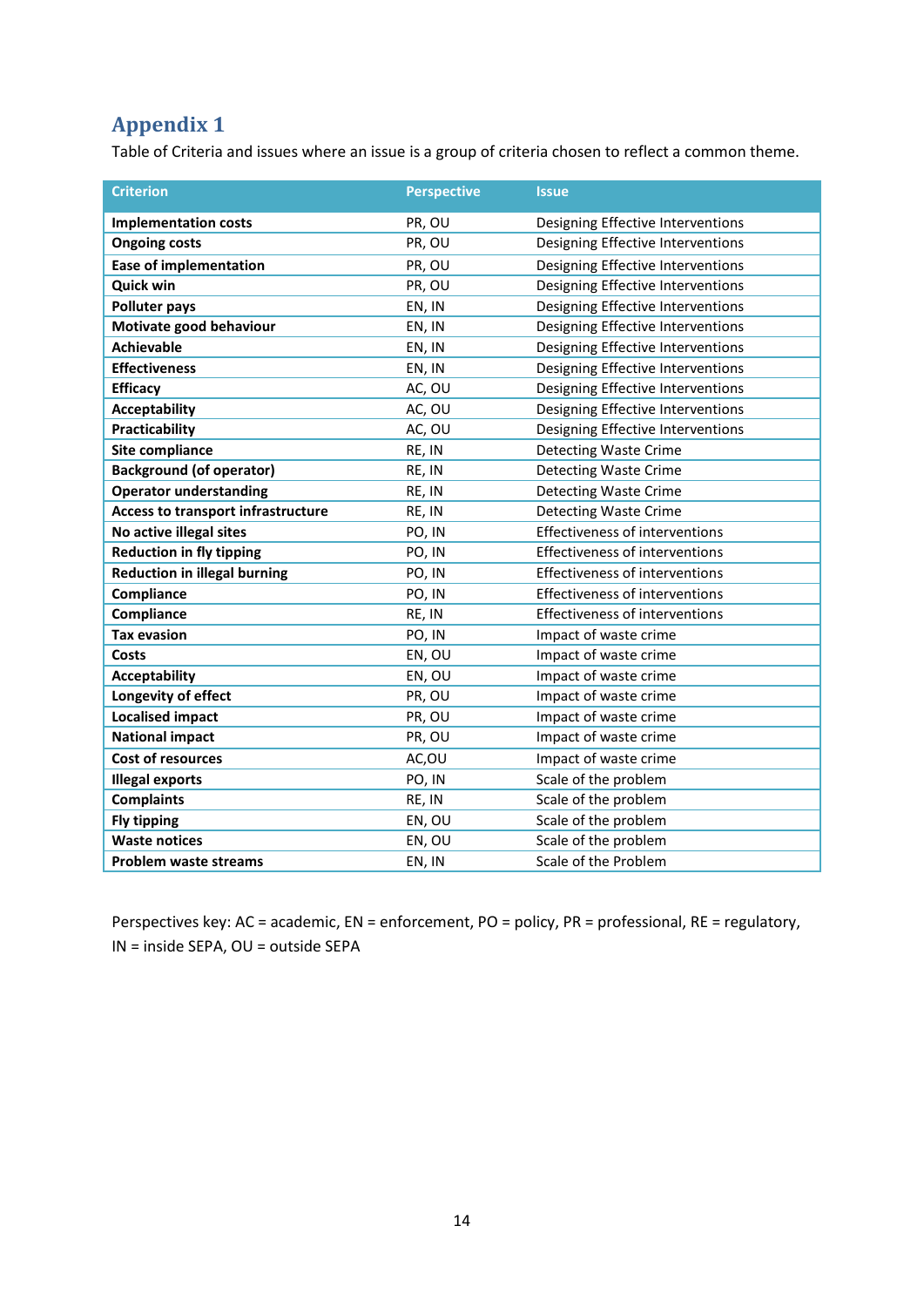# Appendix 1

Table of Criteria and issues where an issue is a group of criteria chosen to reflect a common theme.

| Criterion | Perspective | Issue |
|---|---|---|
| **Implementation costs** | PR, OU | Designing Effective Interventions |
| **Ongoing costs** | PR, OU | Designing Effective Interventions |
| **Ease of implementation** | PR, OU | Designing Effective Interventions |
| **Quick win** | PR, OU | Designing Effective Interventions |
| **Polluter pays** | EN, IN | Designing Effective Interventions |
| **Motivate good behaviour** | EN, IN | Designing Effective Interventions |
| **Achievable** | EN, IN | Designing Effective Interventions |
| **Effectiveness** | EN, IN | Designing Effective Interventions |
| **Efficacy** | AC, OU | Designing Effective Interventions |
| **Acceptability** | AC, OU | Designing Effective Interventions |
| **Practicability** | AC, OU | Designing Effective Interventions |
| **Site compliance** | RE, IN | Detecting Waste Crime |
| **Background (of operator)** | RE, IN | Detecting Waste Crime |
| **Operator understanding** | RE, IN | Detecting Waste Crime |
| **Access to transport infrastructure** | RE, IN | Detecting Waste Crime |
| **No active illegal sites** | PO, IN | Effectiveness of interventions |
| **Reduction in fly tipping** | PO, IN | Effectiveness of interventions |
| **Reduction in illegal burning** | PO, IN | Effectiveness of interventions |
| **Compliance** | PO, IN | Effectiveness of interventions |
| **Compliance** | RE, IN | Effectiveness of interventions |
| **Tax evasion** | PO, IN | Impact of waste crime |
| **Costs** | EN, OU | Impact of waste crime |
| **Acceptability** | EN, OU | Impact of waste crime |
| **Longevity of effect** | PR, OU | Impact of waste crime |
| **Localised impact** | PR, OU | Impact of waste crime |
| **National impact** | PR, OU | Impact of waste crime |
| **Cost of resources** | AC,OU | Impact of waste crime |
| **Illegal exports** | PO, IN | Scale of the problem |
| **Complaints** | RE, IN | Scale of the problem |
| **Fly tipping** | EN, OU | Scale of the problem |
| **Waste notices** | EN, OU | Scale of the problem |
| **Problem waste streams** | EN, IN | Scale of the Problem |

Perspectives key: AC = academic, EN = enforcement, PO = policy, PR = professional, RE = regulatory, IN = inside SEPA, OU = outside SEPA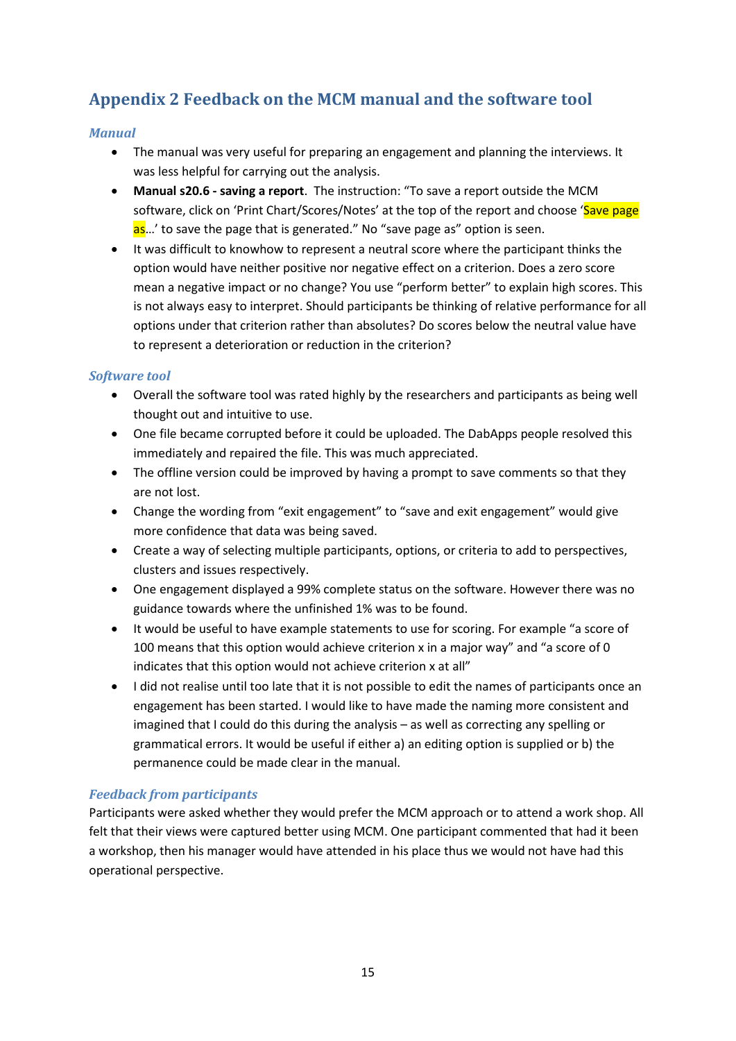## Appendix 2 Feedback on the MCM manual and the software tool

### *Manual*

- The manual was very useful for preparing an engagement and planning the interviews. It was less helpful for carrying out the analysis.
- **Manual s20.6 - saving a report**. The instruction: "To save a report outside the MCM software, click on 'Print Chart/Scores/Notes' at the top of the report and choose 'Save page as…' to save the page that is generated." No "save page as" option is seen.
- It was difficult to knowhow to represent a neutral score where the participant thinks the option would have neither positive nor negative effect on a criterion. Does a zero score mean a negative impact or no change? You use "perform better" to explain high scores. This is not always easy to interpret. Should participants be thinking of relative performance for all options under that criterion rather than absolutes? Do scores below the neutral value have to represent a deterioration or reduction in the criterion?

### *Software tool*

- Overall the software tool was rated highly by the researchers and participants as being well thought out and intuitive to use.
- One file became corrupted before it could be uploaded. The DabApps people resolved this immediately and repaired the file. This was much appreciated.
- The offline version could be improved by having a prompt to save comments so that they are not lost.
- Change the wording from "exit engagement" to "save and exit engagement" would give more confidence that data was being saved.
- Create a way of selecting multiple participants, options, or criteria to add to perspectives, clusters and issues respectively.
- One engagement displayed a 99% complete status on the software. However there was no guidance towards where the unfinished 1% was to be found.
- It would be useful to have example statements to use for scoring. For example "a score of 100 means that this option would achieve criterion x in a major way" and "a score of 0 indicates that this option would not achieve criterion x at all"
- I did not realise until too late that it is not possible to edit the names of participants once an engagement has been started. I would like to have made the naming more consistent and imagined that I could do this during the analysis – as well as correcting any spelling or grammatical errors. It would be useful if either a) an editing option is supplied or b) the permanence could be made clear in the manual.

### *Feedback from participants*

Participants were asked whether they would prefer the MCM approach or to attend a work shop. All felt that their views were captured better using MCM. One participant commented that had it been a workshop, then his manager would have attended in his place thus we would not have had this operational perspective.